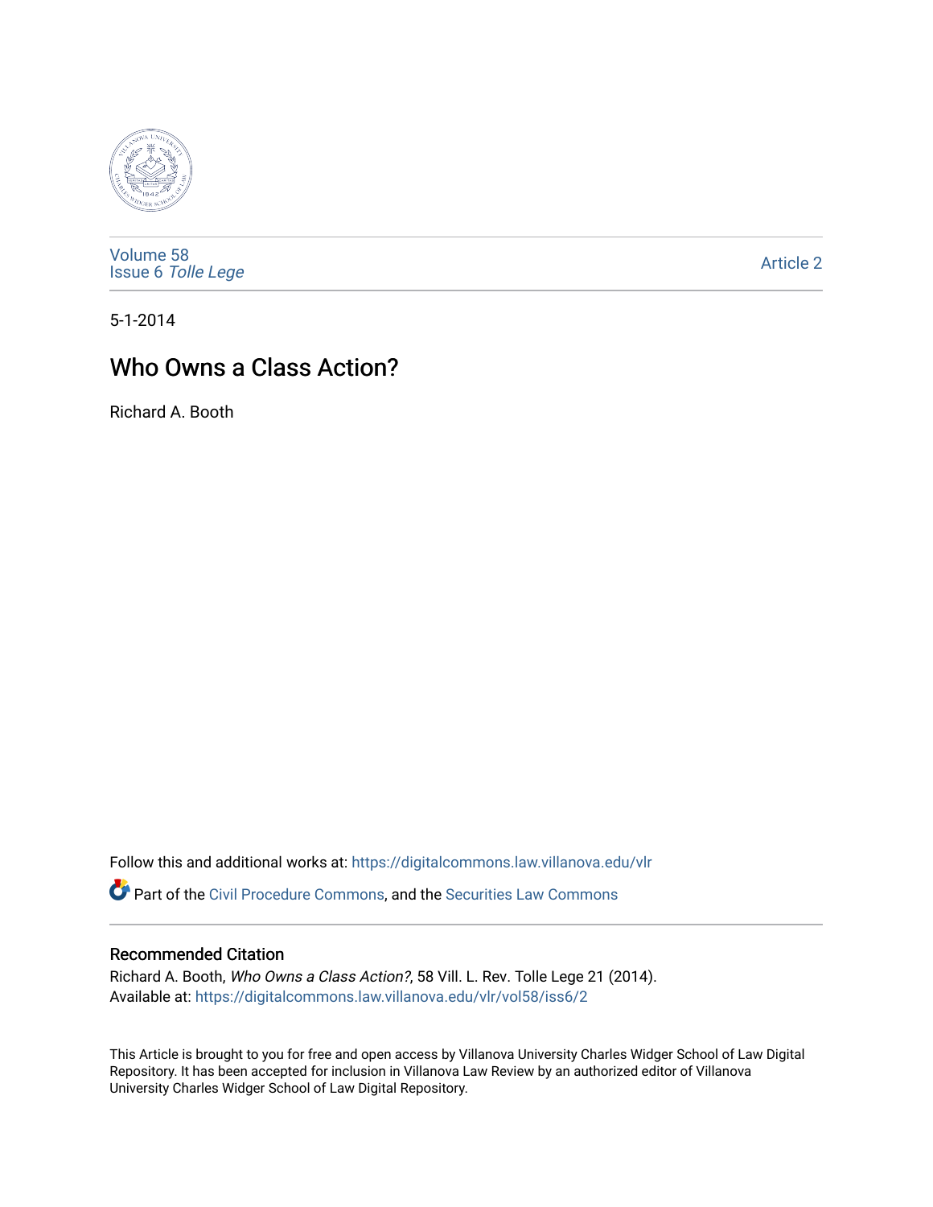Volume 58
Issue 6 *Tolle Lege*

Article 2

5-1-2014

# Who Owns a Class Action?

Richard A. Booth

Follow this and additional works at: https://digitalcommons.law.villanova.edu/vlr

Part of the Civil Procedure Commons, and the Securities Law Commons

## Recommended Citation

Richard A. Booth, *Who Owns a Class Action?*, 58 Vill. L. Rev. Tolle Lege 21 (2014).
Available at: https://digitalcommons.law.villanova.edu/vlr/vol58/iss6/2

This Article is brought to you for free and open access by Villanova University Charles Widger School of Law Digital Repository. It has been accepted for inclusion in Villanova Law Review by an authorized editor of Villanova University Charles Widger School of Law Digital Repository.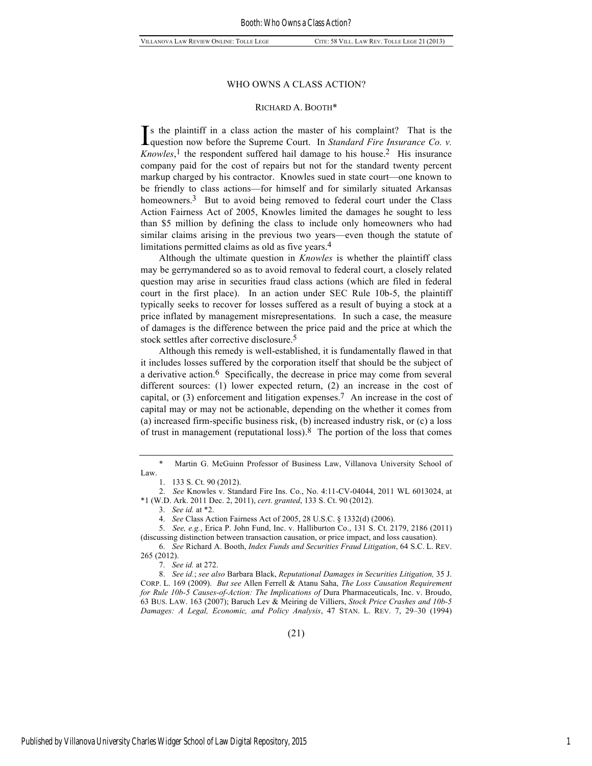# WHO OWNS A CLASS ACTION?

RICHARD A. BOOTH*

Is the plaintiff in a class action the master of his complaint? That is the question now before the Supreme Court. In *Standard Fire Insurance Co. v. Knowles*,[1] the respondent suffered hail damage to his house.[2] His insurance company paid for the cost of repairs but not for the standard twenty percent markup charged by his contractor. Knowles sued in state court—one known to be friendly to class actions—for himself and for similarly situated Arkansas homeowners.[3] But to avoid being removed to federal court under the Class Action Fairness Act of 2005, Knowles limited the damages he sought to less than $5 million by defining the class to include only homeowners who had similar claims arising in the previous two years—even though the statute of limitations permitted claims as old as five years.[4]

Although the ultimate question in *Knowles* is whether the plaintiff class may be gerrymandered so as to avoid removal to federal court, a closely related question may arise in securities fraud class actions (which are filed in federal court in the first place). In an action under SEC Rule 10b-5, the plaintiff typically seeks to recover for losses suffered as a result of buying a stock at a price inflated by management misrepresentations. In such a case, the measure of damages is the difference between the price paid and the price at which the stock settles after corrective disclosure.[5]

Although this remedy is well-established, it is fundamentally flawed in that it includes losses suffered by the corporation itself that should be the subject of a derivative action.[6] Specifically, the decrease in price may come from several different sources: (1) lower expected return, (2) an increase in the cost of capital, or (3) enforcement and litigation expenses.[7] An increase in the cost of capital may or may not be actionable, depending on the whether it comes from (a) increased firm-specific business risk, (b) increased industry risk, or (c) a loss of trust in management (reputational loss).[8] The portion of the loss that comes

---

\* Martin G. McGuinn Professor of Business Law, Villanova University School of Law.

1. 133 S. Ct. 90 (2012).

2. *See* Knowles v. Standard Fire Ins. Co., No. 4:11-CV-04044, 2011 WL 6013024, at \*1 (W.D. Ark. 2011 Dec. 2, 2011), *cert*. *granted*, 133 S. Ct. 90 (2012).

3. *See id.* at \*2.

4. *See* Class Action Fairness Act of 2005, 28 U.S.C. § 1332(d) (2006).

5. *See, e.g.*, Erica P. John Fund, Inc. v. Halliburton Co., 131 S. Ct. 2179, 2186 (2011) (discussing distinction between transaction causation, or price impact, and loss causation).

6. *See* Richard A. Booth, *Index Funds and Securities Fraud Litigation*, 64 S.C. L. REV. 265 (2012).

7. *See id.* at 272.

8. *See id.*; *see also* Barbara Black, *Reputational Damages in Securities Litigation,* 35 J. CORP. L. 169 (2009). *But see* Allen Ferrell & Atanu Saha, *The Loss Causation Requirement for Rule 10b-5 Causes-of-Action: The Implications of* Dura Pharmaceuticals, Inc. v. Broudo, 63 BUS. LAW. 163 (2007); Baruch Lev & Meiring de Villiers, *Stock Price Crashes and 10b-5 Damages: A Legal, Economic, and Policy Analysis*, 47 STAN. L. REV. 7, 29–30 (1994)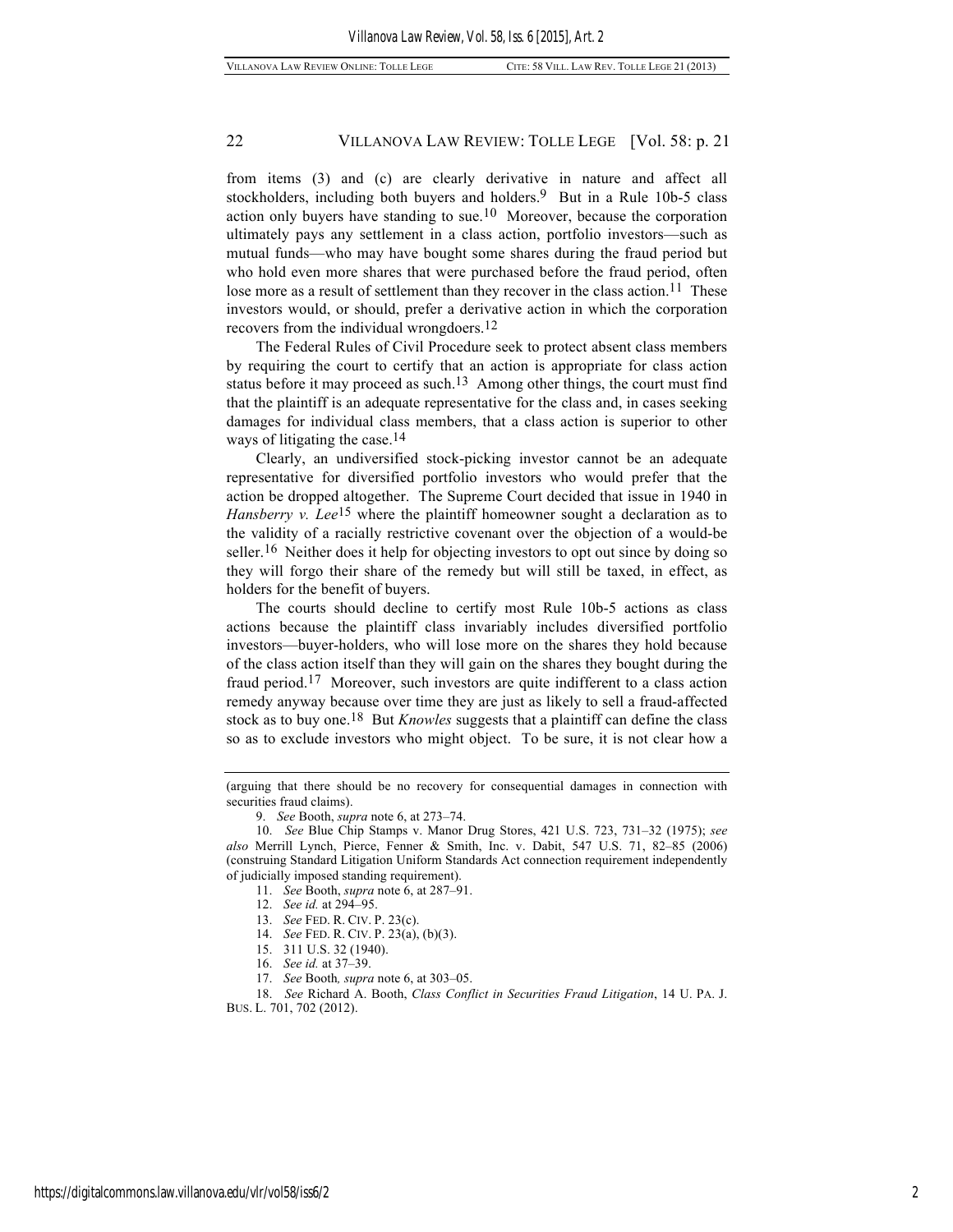from items (3) and (c) are clearly derivative in nature and affect all stockholders, including both buyers and holders.[9] But in a Rule 10b-5 class action only buyers have standing to sue.[10] Moreover, because the corporation ultimately pays any settlement in a class action, portfolio investors—such as mutual funds—who may have bought some shares during the fraud period but who hold even more shares that were purchased before the fraud period, often lose more as a result of settlement than they recover in the class action.[11] These investors would, or should, prefer a derivative action in which the corporation recovers from the individual wrongdoers.[12]

The Federal Rules of Civil Procedure seek to protect absent class members by requiring the court to certify that an action is appropriate for class action status before it may proceed as such.[13] Among other things, the court must find that the plaintiff is an adequate representative for the class and, in cases seeking damages for individual class members, that a class action is superior to other ways of litigating the case.[14]

Clearly, an undiversified stock-picking investor cannot be an adequate representative for diversified portfolio investors who would prefer that the action be dropped altogether. The Supreme Court decided that issue in 1940 in *Hansberry v. Lee*[15] where the plaintiff homeowner sought a declaration as to the validity of a racially restrictive covenant over the objection of a would-be seller.[16] Neither does it help for objecting investors to opt out since by doing so they will forgo their share of the remedy but will still be taxed, in effect, as holders for the benefit of buyers.

The courts should decline to certify most Rule 10b-5 actions as class actions because the plaintiff class invariably includes diversified portfolio investors—buyer-holders, who will lose more on the shares they hold because of the class action itself than they will gain on the shares they bought during the fraud period.[17] Moreover, such investors are quite indifferent to a class action remedy anyway because over time they are just as likely to sell a fraud-affected stock as to buy one.[18] But *Knowles* suggests that a plaintiff can define the class so as to exclude investors who might object. To be sure, it is not clear how a

---

(arguing that there should be no recovery for consequential damages in connection with securities fraud claims).

9. *See* Booth, *supra* note 6, at 273–74.

10. *See* Blue Chip Stamps v. Manor Drug Stores, 421 U.S. 723, 731–32 (1975); *see also* Merrill Lynch, Pierce, Fenner & Smith, Inc. v. Dabit, 547 U.S. 71, 82–85 (2006) (construing Standard Litigation Uniform Standards Act connection requirement independently of judicially imposed standing requirement).

11. *See* Booth, *supra* note 6, at 287–91.

12. *See id.* at 294–95.

13. *See* FED. R. CIV. P. 23(c).

14. *See* FED. R. CIV. P. 23(a), (b)(3).

15. 311 U.S. 32 (1940).

16. *See id.* at 37–39.

17. *See* Booth*, supra* note 6, at 303–05.

18. *See* Richard A. Booth, *Class Conflict in Securities Fraud Litigation*, 14 U. PA. J. BUS. L. 701, 702 (2012).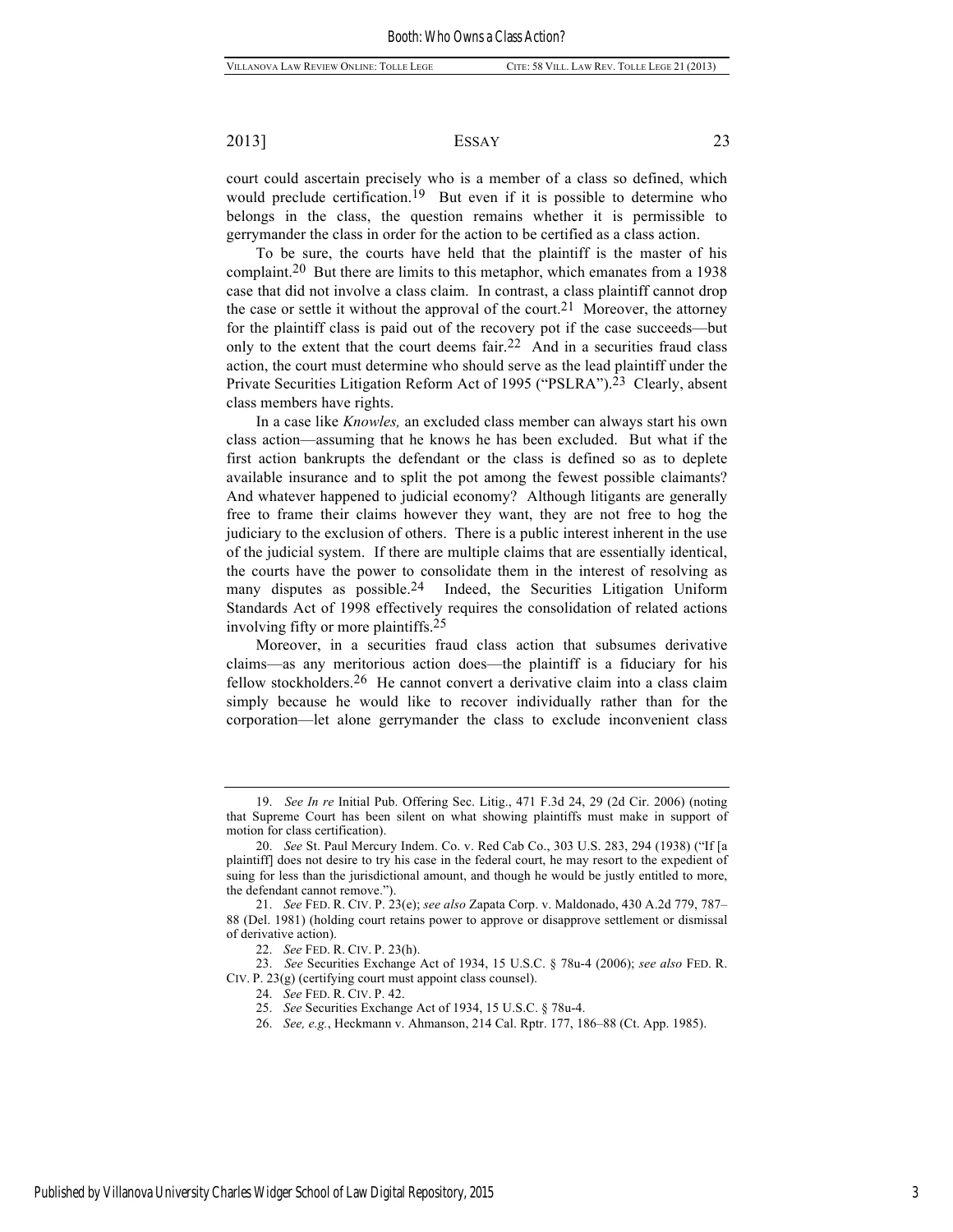court could ascertain precisely who is a member of a class so defined, which would preclude certification.[19] But even if it is possible to determine who belongs in the class, the question remains whether it is permissible to gerrymander the class in order for the action to be certified as a class action.

To be sure, the courts have held that the plaintiff is the master of his complaint.[20] But there are limits to this metaphor, which emanates from a 1938 case that did not involve a class claim. In contrast, a class plaintiff cannot drop the case or settle it without the approval of the court.[21] Moreover, the attorney for the plaintiff class is paid out of the recovery pot if the case succeeds—but only to the extent that the court deems fair.[22] And in a securities fraud class action, the court must determine who should serve as the lead plaintiff under the Private Securities Litigation Reform Act of 1995 ("PSLRA").[23] Clearly, absent class members have rights.

In a case like *Knowles,* an excluded class member can always start his own class action—assuming that he knows he has been excluded. But what if the first action bankrupts the defendant or the class is defined so as to deplete available insurance and to split the pot among the fewest possible claimants? And whatever happened to judicial economy? Although litigants are generally free to frame their claims however they want, they are not free to hog the judiciary to the exclusion of others. There is a public interest inherent in the use of the judicial system. If there are multiple claims that are essentially identical, the courts have the power to consolidate them in the interest of resolving as many disputes as possible.[24] Indeed, the Securities Litigation Uniform Standards Act of 1998 effectively requires the consolidation of related actions involving fifty or more plaintiffs.[25]

Moreover, in a securities fraud class action that subsumes derivative claims—as any meritorious action does—the plaintiff is a fiduciary for his fellow stockholders.[26] He cannot convert a derivative claim into a class claim simply because he would like to recover individually rather than for the corporation—let alone gerrymander the class to exclude inconvenient class

---

19. *See In re* Initial Pub. Offering Sec. Litig., 471 F.3d 24, 29 (2d Cir. 2006) (noting that Supreme Court has been silent on what showing plaintiffs must make in support of motion for class certification).

20. *See* St. Paul Mercury Indem. Co. v. Red Cab Co., 303 U.S. 283, 294 (1938) ("If [a plaintiff] does not desire to try his case in the federal court, he may resort to the expedient of suing for less than the jurisdictional amount, and though he would be justly entitled to more, the defendant cannot remove.").

21. *See* FED. R. CIV. P. 23(e); *see also* Zapata Corp. v. Maldonado, 430 A.2d 779, 787–88 (Del. 1981) (holding court retains power to approve or disapprove settlement or dismissal of derivative action).

22. *See* FED. R. CIV. P. 23(h).

23. *See* Securities Exchange Act of 1934, 15 U.S.C. § 78u-4 (2006); *see also* FED. R. CIV. P. 23(g) (certifying court must appoint class counsel).

24. *See* FED. R. CIV. P. 42.

25. *See* Securities Exchange Act of 1934, 15 U.S.C. § 78u-4.

26. *See, e.g.*, Heckmann v. Ahmanson, 214 Cal. Rptr. 177, 186–88 (Ct. App. 1985).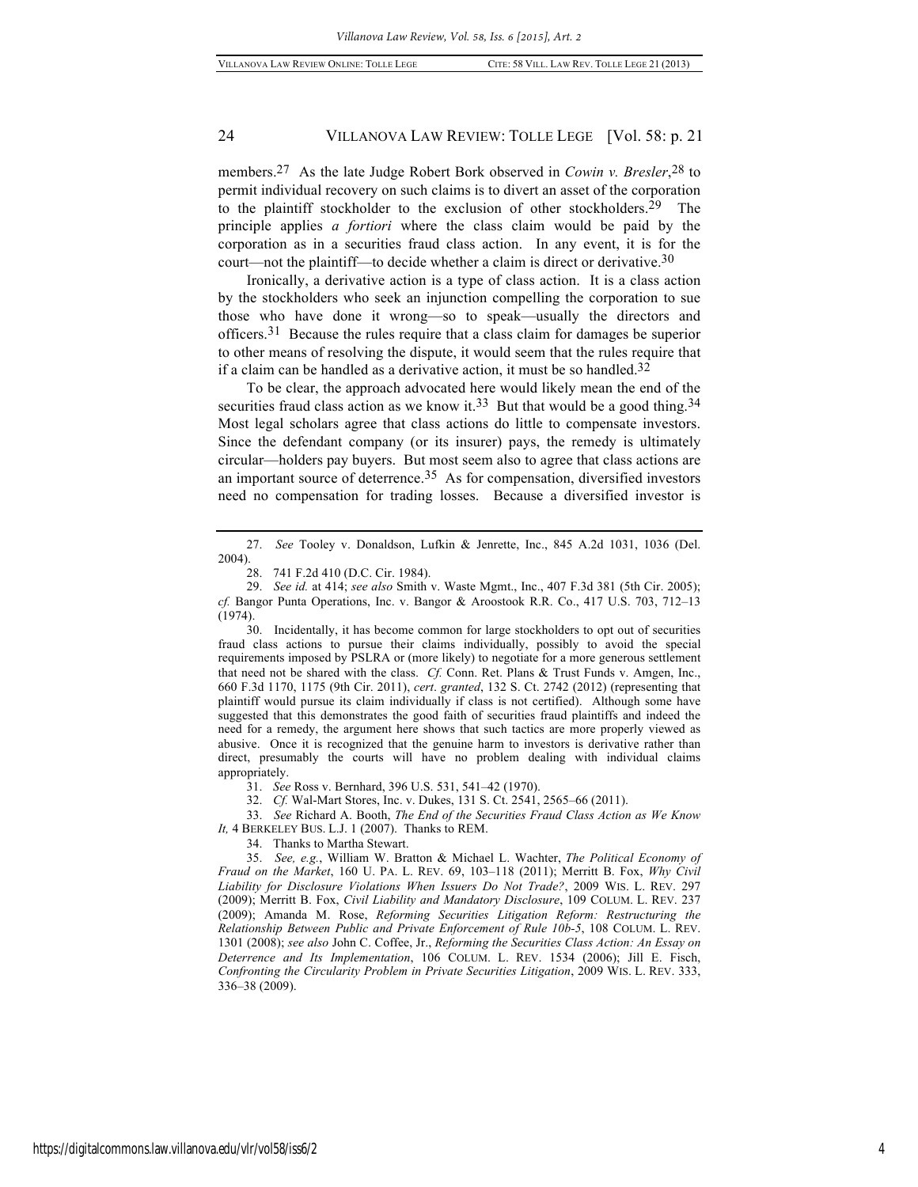members.[27] As the late Judge Robert Bork observed in *Cowin v. Bresler*,[28] to permit individual recovery on such claims is to divert an asset of the corporation to the plaintiff stockholder to the exclusion of other stockholders.[29] The principle applies *a fortiori* where the class claim would be paid by the corporation as in a securities fraud class action. In any event, it is for the court—not the plaintiff—to decide whether a claim is direct or derivative.[30]

Ironically, a derivative action is a type of class action. It is a class action by the stockholders who seek an injunction compelling the corporation to sue those who have done it wrong—so to speak—usually the directors and officers.[31] Because the rules require that a class claim for damages be superior to other means of resolving the dispute, it would seem that the rules require that if a claim can be handled as a derivative action, it must be so handled.[32]

To be clear, the approach advocated here would likely mean the end of the securities fraud class action as we know it.[33] But that would be a good thing.[34] Most legal scholars agree that class actions do little to compensate investors. Since the defendant company (or its insurer) pays, the remedy is ultimately circular—holders pay buyers. But most seem also to agree that class actions are an important source of deterrence.[35] As for compensation, diversified investors need no compensation for trading losses. Because a diversified investor is

---

27. *See* Tooley v. Donaldson, Lufkin & Jenrette, Inc., 845 A.2d 1031, 1036 (Del. 2004).

28. 741 F.2d 410 (D.C. Cir. 1984).

29. *See id.* at 414; *see also* Smith v. Waste Mgmt., Inc., 407 F.3d 381 (5th Cir. 2005); *cf.* Bangor Punta Operations, Inc. v. Bangor & Aroostook R.R. Co., 417 U.S. 703, 712–13 (1974).

30. Incidentally, it has become common for large stockholders to opt out of securities fraud class actions to pursue their claims individually, possibly to avoid the special requirements imposed by PSLRA or (more likely) to negotiate for a more generous settlement that need not be shared with the class. *Cf.* Conn. Ret. Plans & Trust Funds v. Amgen, Inc., 660 F.3d 1170, 1175 (9th Cir. 2011), *cert. granted*, 132 S. Ct. 2742 (2012) (representing that plaintiff would pursue its claim individually if class is not certified). Although some have suggested that this demonstrates the good faith of securities fraud plaintiffs and indeed the need for a remedy, the argument here shows that such tactics are more properly viewed as abusive. Once it is recognized that the genuine harm to investors is derivative rather than direct, presumably the courts will have no problem dealing with individual claims appropriately.

31. *See* Ross v. Bernhard, 396 U.S. 531, 541–42 (1970).

32. *Cf.* Wal-Mart Stores, Inc. v. Dukes, 131 S. Ct. 2541, 2565–66 (2011).

33. *See* Richard A. Booth, *The End of the Securities Fraud Class Action as We Know It,* 4 BERKELEY BUS. L.J. 1 (2007). Thanks to REM.

34. Thanks to Martha Stewart.

35. *See, e.g.*, William W. Bratton & Michael L. Wachter, *The Political Economy of Fraud on the Market*, 160 U. PA. L. REV. 69, 103–118 (2011); Merritt B. Fox, *Why Civil Liability for Disclosure Violations When Issuers Do Not Trade?*, 2009 WIS. L. REV. 297 (2009); Merritt B. Fox, *Civil Liability and Mandatory Disclosure*, 109 COLUM. L. REV. 237 (2009); Amanda M. Rose, *Reforming Securities Litigation Reform: Restructuring the Relationship Between Public and Private Enforcement of Rule 10b-5*, 108 COLUM. L. REV. 1301 (2008); *see also* John C. Coffee, Jr., *Reforming the Securities Class Action: An Essay on Deterrence and Its Implementation*, 106 COLUM. L. REV. 1534 (2006); Jill E. Fisch, *Confronting the Circularity Problem in Private Securities Litigation*, 2009 WIS. L. REV. 333, 336–38 (2009).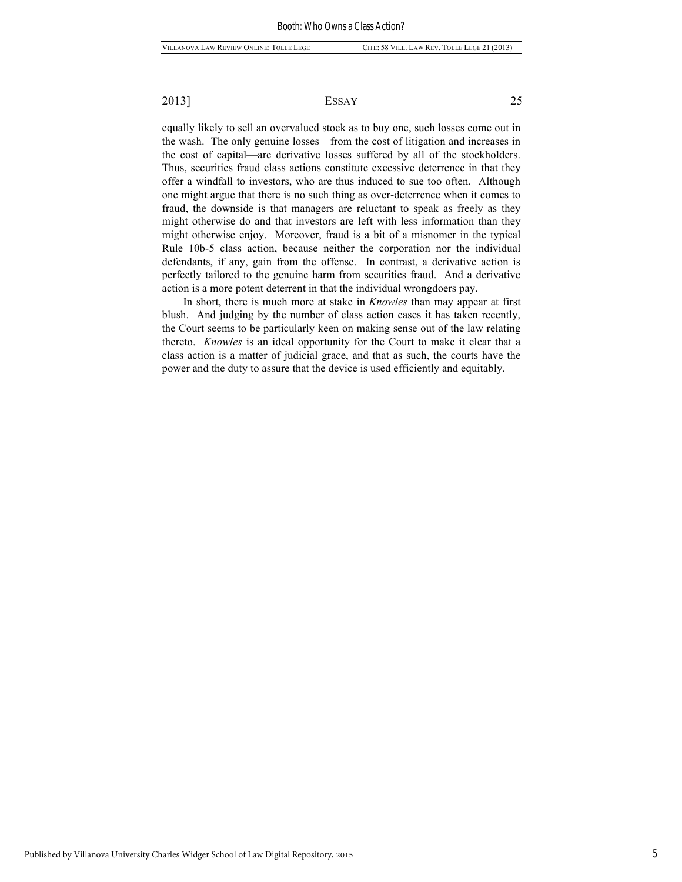equally likely to sell an overvalued stock as to buy one, such losses come out in the wash. The only genuine losses—from the cost of litigation and increases in the cost of capital—are derivative losses suffered by all of the stockholders. Thus, securities fraud class actions constitute excessive deterrence in that they offer a windfall to investors, who are thus induced to sue too often. Although one might argue that there is no such thing as over-deterrence when it comes to fraud, the downside is that managers are reluctant to speak as freely as they might otherwise do and that investors are left with less information than they might otherwise enjoy. Moreover, fraud is a bit of a misnomer in the typical Rule 10b-5 class action, because neither the corporation nor the individual defendants, if any, gain from the offense. In contrast, a derivative action is perfectly tailored to the genuine harm from securities fraud. And a derivative action is a more potent deterrent in that the individual wrongdoers pay.

In short, there is much more at stake in *Knowles* than may appear at first blush. And judging by the number of class action cases it has taken recently, the Court seems to be particularly keen on making sense out of the law relating thereto. *Knowles* is an ideal opportunity for the Court to make it clear that a class action is a matter of judicial grace, and that as such, the courts have the power and the duty to assure that the device is used efficiently and equitably.